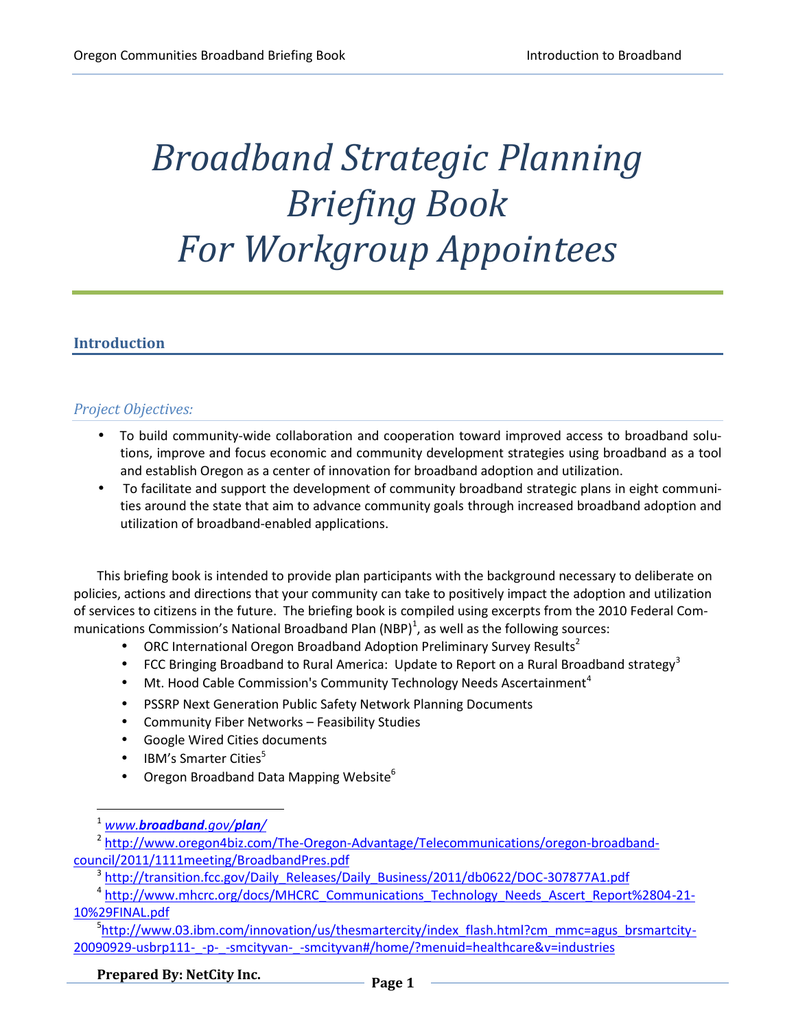# *Broadband Strategic Planning Briefing Book For Workgroup Appointees*

## Introduction

### *Project Objectives:*

- To build community-wide collaboration and cooperation toward improved access to broadband solutions, improve and focus economic and community development strategies using broadband as a tool and establish Oregon as a center of innovation for broadband adoption and utilization.
- To facilitate and support the development of community broadband strategic plans in eight communities around the state that aim to advance community goals through increased broadband adoption and utilization of broadband-enabled applications.

This briefing book is intended to provide plan participants with the background necessary to deliberate on policies, actions and directions that your community can take to positively impact the adoption and utilization of services to citizens in the future. The briefing book is compiled using excerpts from the 2010 Federal Communications Commission's National Broadband Plan (NBP)[1], as well as the following sources:

- ORC International Oregon Broadband Adoption Preliminary Survey Results[2]
- FCC Bringing Broadband to Rural America: Update to Report on a Rural Broadband strategy[3]
- Mt. Hood Cable Commission's Community Technology Needs Ascertainment[4]
- PSSRP Next Generation Public Safety Network Planning Documents
- Community Fiber Networks – Feasibility Studies
- Google Wired Cities documents
- IBM's Smarter Cities[5]
- Oregon Broadband Data Mapping Website[6]

---

[1] *www.**broadband**.gov/**plan**/*

[2] http://www.oregon4biz.com/The-Oregon-Advantage/Telecommunications/oregon-broadband-council/2011/1111meeting/BroadbandPres.pdf

[3] http://transition.fcc.gov/Daily_Releases/Daily_Business/2011/db0622/DOC-307877A1.pdf

[4] http://www.mhcrc.org/docs/MHCRC_Communications_Technology_Needs_Ascert_Report%2804-21-10%29FINAL.pdf

[5] http://www.03.ibm.com/innovation/us/thesmartercity/index_flash.html?cm_mmc=agus_brsmartcity-20090929-usbrp111-_-p-_-smcityvan-_-smcityvan#/home/?menuid=healthcare&v=industries

**Prepared By: NetCity Inc.**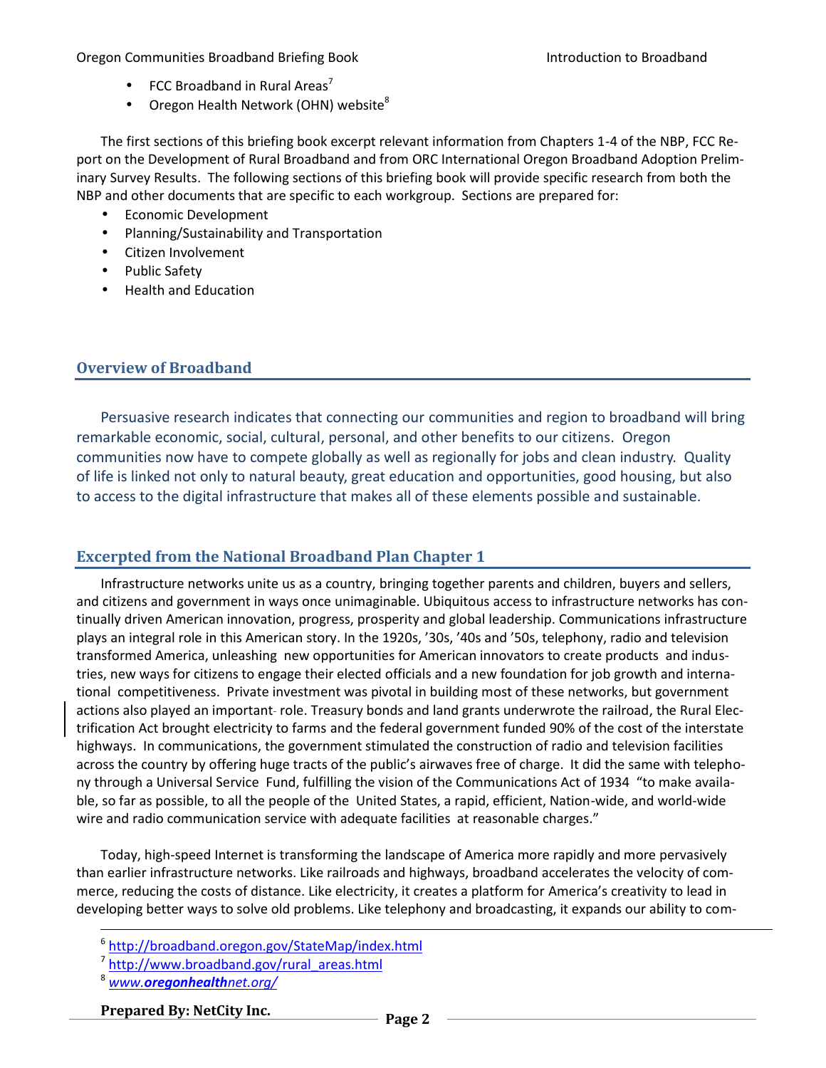- FCC Broadband in Rural Areas[7]
- Oregon Health Network (OHN) website[8]

The first sections of this briefing book excerpt relevant information from Chapters 1-4 of the NBP, FCC Report on the Development of Rural Broadband and from ORC International Oregon Broadband Adoption Preliminary Survey Results. The following sections of this briefing book will provide specific research from both the NBP and other documents that are specific to each workgroup. Sections are prepared for:

- Economic Development
- Planning/Sustainability and Transportation
- Citizen Involvement
- Public Safety
- Health and Education

## Overview of Broadband

Persuasive research indicates that connecting our communities and region to broadband will bring remarkable economic, social, cultural, personal, and other benefits to our citizens. Oregon communities now have to compete globally as well as regionally for jobs and clean industry. Quality of life is linked not only to natural beauty, great education and opportunities, good housing, but also to access to the digital infrastructure that makes all of these elements possible and sustainable.

## Excerpted from the National Broadband Plan Chapter 1

Infrastructure networks unite us as a country, bringing together parents and children, buyers and sellers, and citizens and government in ways once unimaginable. Ubiquitous access to infrastructure networks has continually driven American innovation, progress, prosperity and global leadership. Communications infrastructure plays an integral role in this American story. In the 1920s, '30s, '40s and '50s, telephony, radio and television transformed America, unleashing new opportunities for American innovators to create products and industries, new ways for citizens to engage their elected officials and a new foundation for job growth and international competitiveness. Private investment was pivotal in building most of these networks, but government actions also played an important role. Treasury bonds and land grants underwrote the railroad, the Rural Electrification Act brought electricity to farms and the federal government funded 90% of the cost of the interstate highways. In communications, the government stimulated the construction of radio and television facilities across the country by offering huge tracts of the public's airwaves free of charge. It did the same with telephony through a Universal Service Fund, fulfilling the vision of the Communications Act of 1934 "to make available, so far as possible, to all the people of the United States, a rapid, efficient, Nation-wide, and world-wide wire and radio communication service with adequate facilities at reasonable charges."

Today, high-speed Internet is transforming the landscape of America more rapidly and more pervasively than earlier infrastructure networks. Like railroads and highways, broadband accelerates the velocity of commerce, reducing the costs of distance. Like electricity, it creates a platform for America's creativity to lead in developing better ways to solve old problems. Like telephony and broadcasting, it expands our ability to com-

---

[6] http://broadband.oregon.gov/StateMap/index.html

[7] http://www.broadband.gov/rural_areas.html

[8] *www.**oregonhealth**net.org/*

**Prepared By: NetCity Inc.**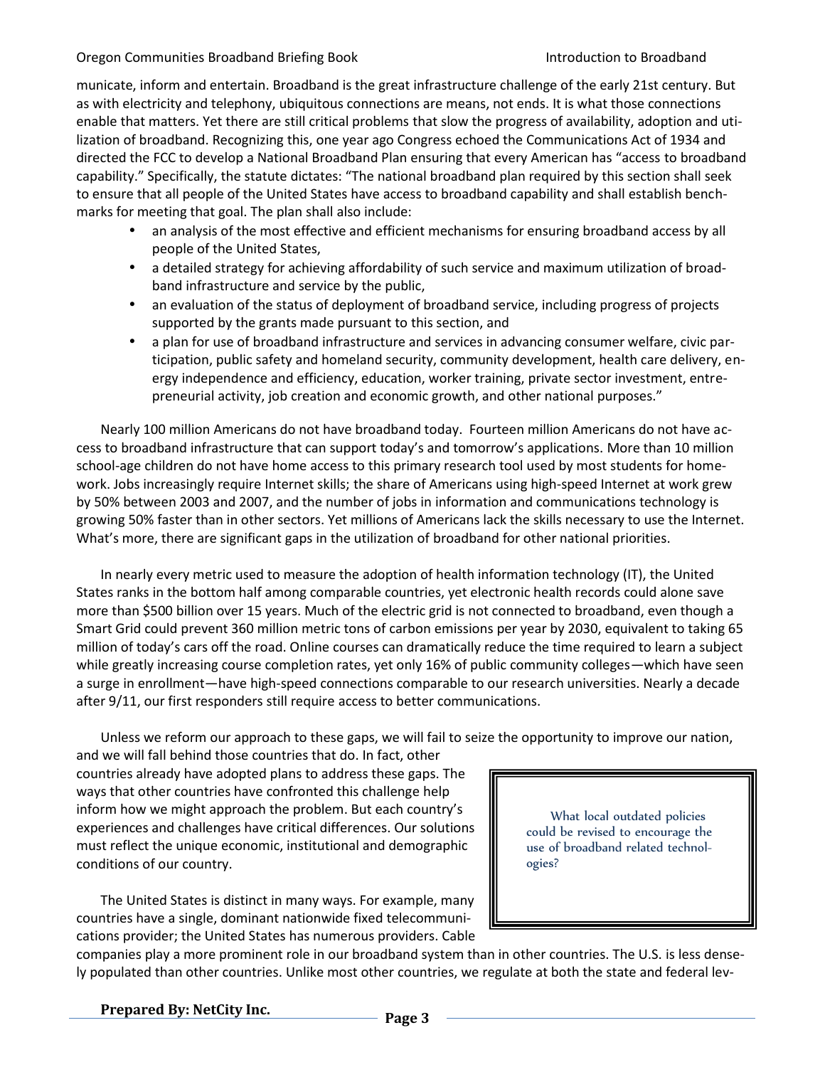municate, inform and entertain. Broadband is the great infrastructure challenge of the early 21st century. But as with electricity and telephony, ubiquitous connections are means, not ends. It is what those connections enable that matters. Yet there are still critical problems that slow the progress of availability, adoption and utilization of broadband. Recognizing this, one year ago Congress echoed the Communications Act of 1934 and directed the FCC to develop a National Broadband Plan ensuring that every American has "access to broadband capability." Specifically, the statute dictates: "The national broadband plan required by this section shall seek to ensure that all people of the United States have access to broadband capability and shall establish benchmarks for meeting that goal. The plan shall also include:

- an analysis of the most effective and efficient mechanisms for ensuring broadband access by all people of the United States,
- a detailed strategy for achieving affordability of such service and maximum utilization of broadband infrastructure and service by the public,
- an evaluation of the status of deployment of broadband service, including progress of projects supported by the grants made pursuant to this section, and
- a plan for use of broadband infrastructure and services in advancing consumer welfare, civic participation, public safety and homeland security, community development, health care delivery, energy independence and efficiency, education, worker training, private sector investment, entrepreneurial activity, job creation and economic growth, and other national purposes."

Nearly 100 million Americans do not have broadband today. Fourteen million Americans do not have access to broadband infrastructure that can support today's and tomorrow's applications. More than 10 million school-age children do not have home access to this primary research tool used by most students for homework. Jobs increasingly require Internet skills; the share of Americans using high-speed Internet at work grew by 50% between 2003 and 2007, and the number of jobs in information and communications technology is growing 50% faster than in other sectors. Yet millions of Americans lack the skills necessary to use the Internet. What's more, there are significant gaps in the utilization of broadband for other national priorities.

In nearly every metric used to measure the adoption of health information technology (IT), the United States ranks in the bottom half among comparable countries, yet electronic health records could alone save more than $500 billion over 15 years. Much of the electric grid is not connected to broadband, even though a Smart Grid could prevent 360 million metric tons of carbon emissions per year by 2030, equivalent to taking 65 million of today's cars off the road. Online courses can dramatically reduce the time required to learn a subject while greatly increasing course completion rates, yet only 16% of public community colleges—which have seen a surge in enrollment—have high-speed connections comparable to our research universities. Nearly a decade after 9/11, our first responders still require access to better communications.

Unless we reform our approach to these gaps, we will fail to seize the opportunity to improve our nation, and we will fall behind those countries that do. In fact, other countries already have adopted plans to address these gaps. The ways that other countries have confronted this challenge help inform how we might approach the problem. But each country's experiences and challenges have critical differences. Our solutions must reflect the unique economic, institutional and demographic conditions of our country.

> What local outdated policies could be revised to encourage the use of broadband related technologies?

The United States is distinct in many ways. For example, many countries have a single, dominant nationwide fixed telecommunications provider; the United States has numerous providers. Cable companies play a more prominent role in our broadband system than in other countries. The U.S. is less densely populated than other countries. Unlike most other countries, we regulate at both the state and federal lev-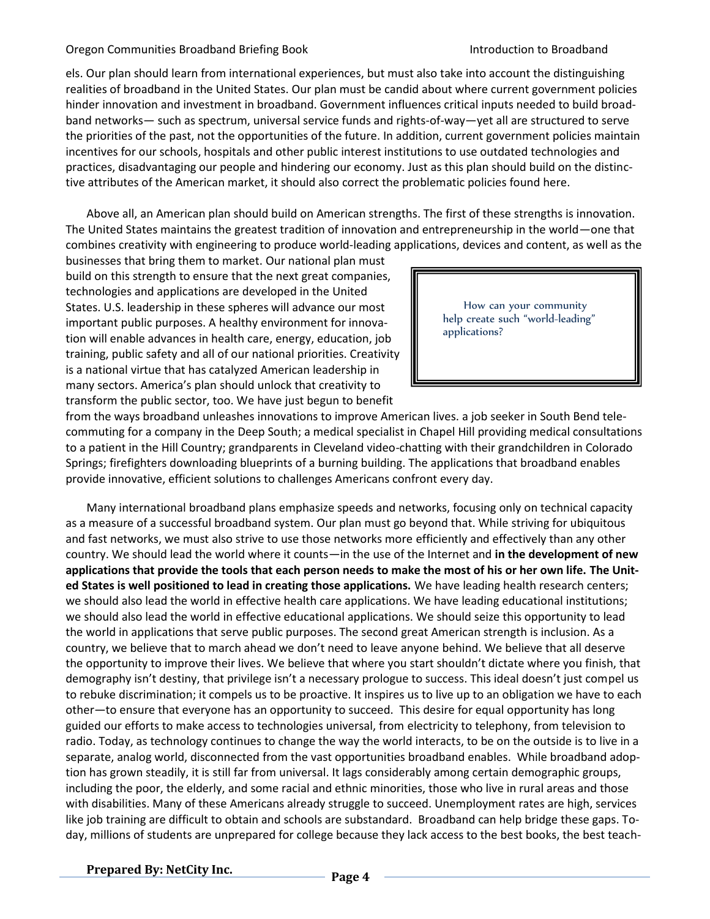els. Our plan should learn from international experiences, but must also take into account the distinguishing realities of broadband in the United States. Our plan must be candid about where current government policies hinder innovation and investment in broadband. Government influences critical inputs needed to build broadband networks— such as spectrum, universal service funds and rights-of-way—yet all are structured to serve the priorities of the past, not the opportunities of the future. In addition, current government policies maintain incentives for our schools, hospitals and other public interest institutions to use outdated technologies and practices, disadvantaging our people and hindering our economy. Just as this plan should build on the distinctive attributes of the American market, it should also correct the problematic policies found here.

Above all, an American plan should build on American strengths. The first of these strengths is innovation. The United States maintains the greatest tradition of innovation and entrepreneurship in the world—one that combines creativity with engineering to produce world-leading applications, devices and content, as well as the businesses that bring them to market. Our national plan must build on this strength to ensure that the next great companies, technologies and applications are developed in the United States. U.S. leadership in these spheres will advance our most important public purposes. A healthy environment for innovation will enable advances in health care, energy, education, job training, public safety and all of our national priorities. Creativity is a national virtue that has catalyzed American leadership in many sectors. America's plan should unlock that creativity to transform the public sector, too. We have just begun to benefit from the ways broadband unleashes innovations to improve American lives. a job seeker in South Bend telecommuting for a company in the Deep South; a medical specialist in Chapel Hill providing medical consultations to a patient in the Hill Country; grandparents in Cleveland video-chatting with their grandchildren in Colorado Springs; firefighters downloading blueprints of a burning building. The applications that broadband enables provide innovative, efficient solutions to challenges Americans confront every day.

> How can your community help create such "world-leading" applications?

Many international broadband plans emphasize speeds and networks, focusing only on technical capacity as a measure of a successful broadband system. Our plan must go beyond that. While striving for ubiquitous and fast networks, we must also strive to use those networks more efficiently and effectively than any other country. We should lead the world where it counts—in the use of the Internet and **in the development of new applications that provide the tools that each person needs to make the most of his or her own life. The United States is well positioned to lead in creating those applications.** We have leading health research centers; we should also lead the world in effective health care applications. We have leading educational institutions; we should also lead the world in effective educational applications. We should seize this opportunity to lead the world in applications that serve public purposes. The second great American strength is inclusion. As a country, we believe that to march ahead we don't need to leave anyone behind. We believe that all deserve the opportunity to improve their lives. We believe that where you start shouldn't dictate where you finish, that demography isn't destiny, that privilege isn't a necessary prologue to success. This ideal doesn't just compel us to rebuke discrimination; it compels us to be proactive. It inspires us to live up to an obligation we have to each other—to ensure that everyone has an opportunity to succeed. This desire for equal opportunity has long guided our efforts to make access to technologies universal, from electricity to telephony, from television to radio. Today, as technology continues to change the way the world interacts, to be on the outside is to live in a separate, analog world, disconnected from the vast opportunities broadband enables. While broadband adoption has grown steadily, it is still far from universal. It lags considerably among certain demographic groups, including the poor, the elderly, and some racial and ethnic minorities, those who live in rural areas and those with disabilities. Many of these Americans already struggle to succeed. Unemployment rates are high, services like job training are difficult to obtain and schools are substandard. Broadband can help bridge these gaps. Today, millions of students are unprepared for college because they lack access to the best books, the best teach-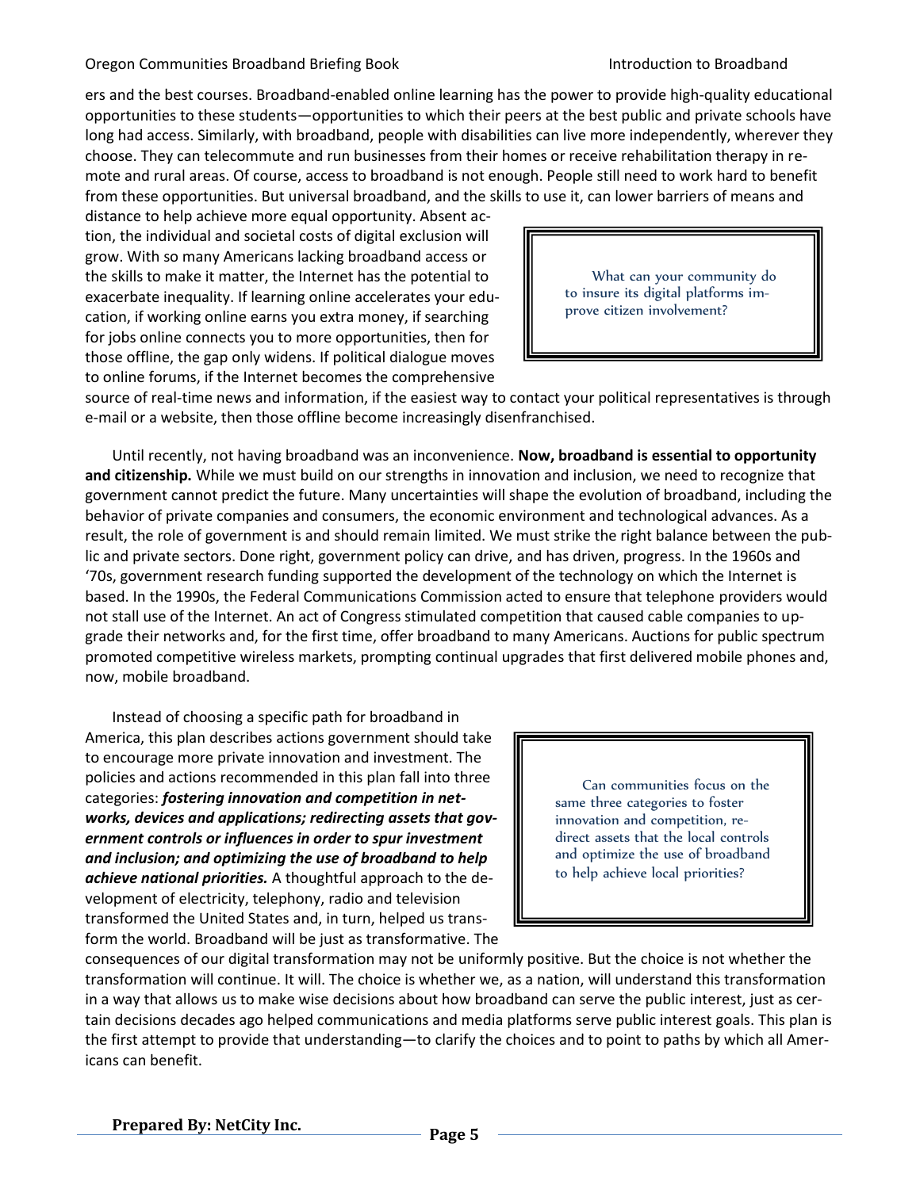ers and the best courses. Broadband-enabled online learning has the power to provide high-quality educational opportunities to these students—opportunities to which their peers at the best public and private schools have long had access. Similarly, with broadband, people with disabilities can live more independently, wherever they choose. They can telecommute and run businesses from their homes or receive rehabilitation therapy in remote and rural areas. Of course, access to broadband is not enough. People still need to work hard to benefit from these opportunities. But universal broadband, and the skills to use it, can lower barriers of means and distance to help achieve more equal opportunity. Absent action, the individual and societal costs of digital exclusion will grow. With so many Americans lacking broadband access or the skills to make it matter, the Internet has the potential to exacerbate inequality. If learning online accelerates your education, if working online earns you extra money, if searching for jobs online connects you to more opportunities, then for those offline, the gap only widens. If political dialogue moves to online forums, if the Internet becomes the comprehensive source of real-time news and information, if the easiest way to contact your political representatives is through e-mail or a website, then those offline become increasingly disenfranchised.

> What can your community do to insure its digital platforms improve citizen involvement?

Until recently, not having broadband was an inconvenience. **Now, broadband is essential to opportunity and citizenship.** While we must build on our strengths in innovation and inclusion, we need to recognize that government cannot predict the future. Many uncertainties will shape the evolution of broadband, including the behavior of private companies and consumers, the economic environment and technological advances. As a result, the role of government is and should remain limited. We must strike the right balance between the public and private sectors. Done right, government policy can drive, and has driven, progress. In the 1960s and '70s, government research funding supported the development of the technology on which the Internet is based. In the 1990s, the Federal Communications Commission acted to ensure that telephone providers would not stall use of the Internet. An act of Congress stimulated competition that caused cable companies to upgrade their networks and, for the first time, offer broadband to many Americans. Auctions for public spectrum promoted competitive wireless markets, prompting continual upgrades that first delivered mobile phones and, now, mobile broadband.

Instead of choosing a specific path for broadband in America, this plan describes actions government should take to encourage more private innovation and investment. The policies and actions recommended in this plan fall into three categories: ***fostering innovation and competition in networks, devices and applications; redirecting assets that government controls or influences in order to spur investment and inclusion; and optimizing the use of broadband to help achieve national priorities.*** A thoughtful approach to the development of electricity, telephony, radio and television transformed the United States and, in turn, helped us transform the world. Broadband will be just as transformative. The consequences of our digital transformation may not be uniformly positive. But the choice is not whether the transformation will continue. It will. The choice is whether we, as a nation, will understand this transformation in a way that allows us to make wise decisions about how broadband can serve the public interest, just as certain decisions decades ago helped communications and media platforms serve public interest goals. This plan is the first attempt to provide that understanding—to clarify the choices and to point to paths by which all Americans can benefit.

> Can communities focus on the same three categories to foster innovation and competition, redirect assets that the local controls and optimize the use of broadband to help achieve local priorities?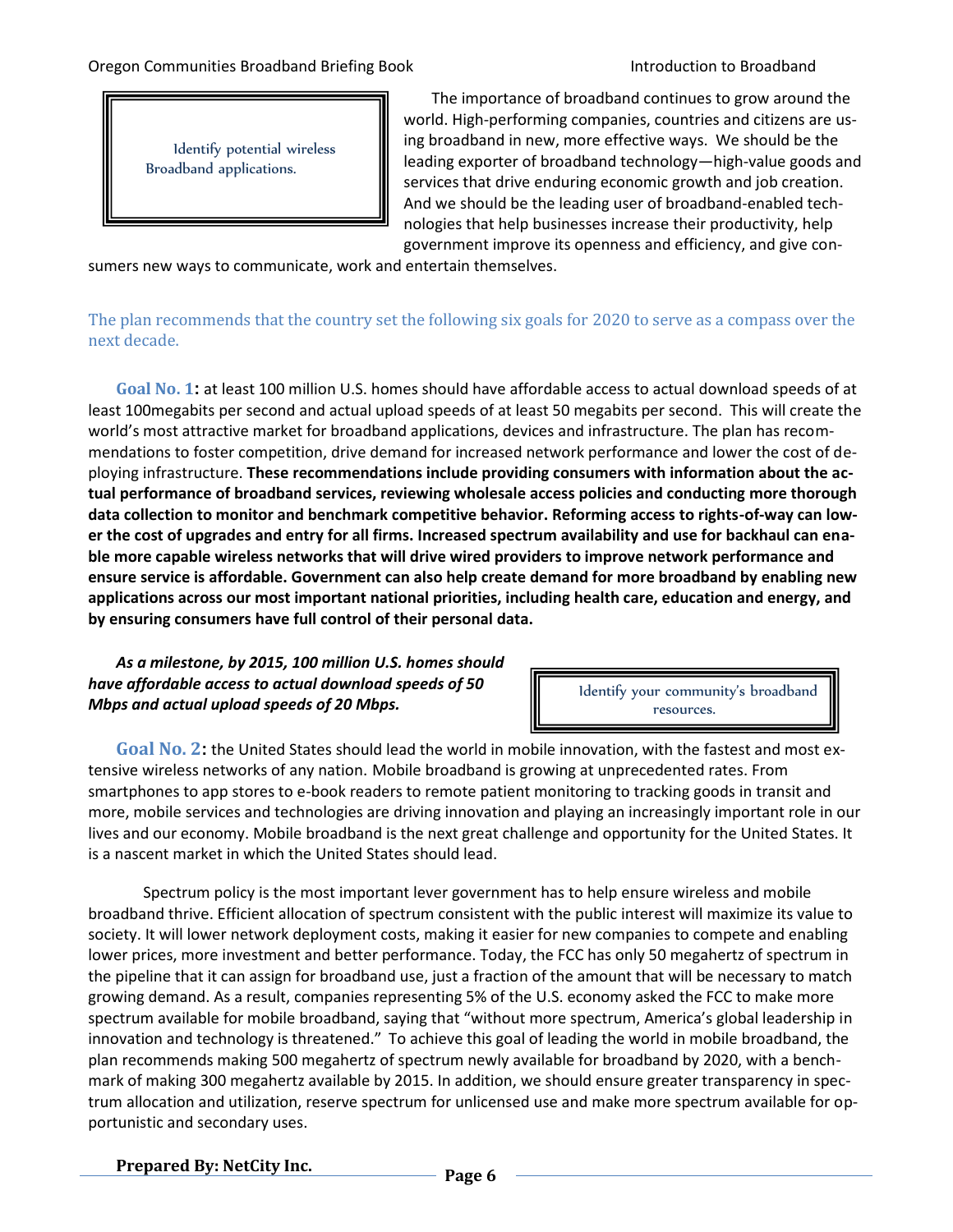> Identify potential wireless Broadband applications.

The importance of broadband continues to grow around the world. High-performing companies, countries and citizens are using broadband in new, more effective ways. We should be the leading exporter of broadband technology—high-value goods and services that drive enduring economic growth and job creation. And we should be the leading user of broadband-enabled technologies that help businesses increase their productivity, help government improve its openness and efficiency, and give consumers new ways to communicate, work and entertain themselves.

### The plan recommends that the country set the following six goals for 2020 to serve as a compass over the next decade.

**Goal No. 1:** at least 100 million U.S. homes should have affordable access to actual download speeds of at least 100megabits per second and actual upload speeds of at least 50 megabits per second. This will create the world's most attractive market for broadband applications, devices and infrastructure. The plan has recommendations to foster competition, drive demand for increased network performance and lower the cost of deploying infrastructure. **These recommendations include providing consumers with information about the actual performance of broadband services, reviewing wholesale access policies and conducting more thorough data collection to monitor and benchmark competitive behavior. Reforming access to rights-of-way can lower the cost of upgrades and entry for all firms. Increased spectrum availability and use for backhaul can enable more capable wireless networks that will drive wired providers to improve network performance and ensure service is affordable. Government can also help create demand for more broadband by enabling new applications across our most important national priorities, including health care, education and energy, and by ensuring consumers have full control of their personal data.**

***As a milestone, by 2015, 100 million U.S. homes should have affordable access to actual download speeds of 50 Mbps and actual upload speeds of 20 Mbps.***

> Identify your community's broadband resources.

**Goal No. 2:** the United States should lead the world in mobile innovation, with the fastest and most extensive wireless networks of any nation. Mobile broadband is growing at unprecedented rates. From smartphones to app stores to e-book readers to remote patient monitoring to tracking goods in transit and more, mobile services and technologies are driving innovation and playing an increasingly important role in our lives and our economy. Mobile broadband is the next great challenge and opportunity for the United States. It is a nascent market in which the United States should lead.

Spectrum policy is the most important lever government has to help ensure wireless and mobile broadband thrive. Efficient allocation of spectrum consistent with the public interest will maximize its value to society. It will lower network deployment costs, making it easier for new companies to compete and enabling lower prices, more investment and better performance. Today, the FCC has only 50 megahertz of spectrum in the pipeline that it can assign for broadband use, just a fraction of the amount that will be necessary to match growing demand. As a result, companies representing 5% of the U.S. economy asked the FCC to make more spectrum available for mobile broadband, saying that "without more spectrum, America's global leadership in innovation and technology is threatened." To achieve this goal of leading the world in mobile broadband, the plan recommends making 500 megahertz of spectrum newly available for broadband by 2020, with a benchmark of making 300 megahertz available by 2015. In addition, we should ensure greater transparency in spectrum allocation and utilization, reserve spectrum for unlicensed use and make more spectrum available for opportunistic and secondary uses.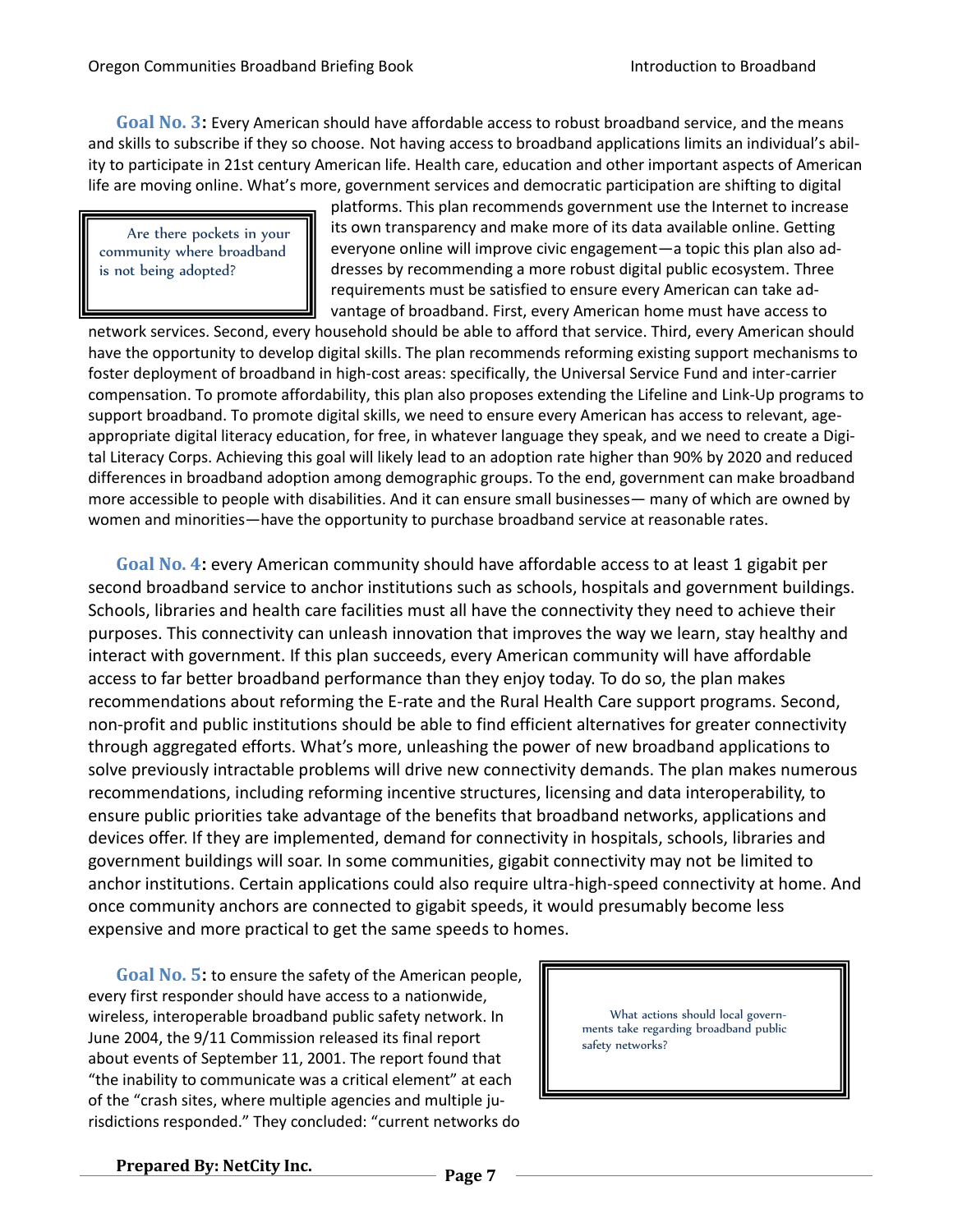**Goal No. 3:** Every American should have affordable access to robust broadband service, and the means and skills to subscribe if they so choose. Not having access to broadband applications limits an individual's ability to participate in 21st century American life. Health care, education and other important aspects of American life are moving online. What's more, government services and democratic participation are shifting to digital platforms. This plan recommends government use the Internet to increase its own transparency and make more of its data available online. Getting everyone online will improve civic engagement—a topic this plan also addresses by recommending a more robust digital public ecosystem. Three requirements must be satisfied to ensure every American can take advantage of broadband. First, every American home must have access to network services. Second, every household should be able to afford that service. Third, every American should have the opportunity to develop digital skills. The plan recommends reforming existing support mechanisms to foster deployment of broadband in high-cost areas: specifically, the Universal Service Fund and inter-carrier compensation. To promote affordability, this plan also proposes extending the Lifeline and Link-Up programs to support broadband. To promote digital skills, we need to ensure every American has access to relevant, age-appropriate digital literacy education, for free, in whatever language they speak, and we need to create a Digital Literacy Corps. Achieving this goal will likely lead to an adoption rate higher than 90% by 2020 and reduced differences in broadband adoption among demographic groups. To the end, government can make broadband more accessible to people with disabilities. And it can ensure small businesses— many of which are owned by women and minorities—have the opportunity to purchase broadband service at reasonable rates.

> Are there pockets in your community where broadband is not being adopted?

**Goal No. 4:** every American community should have affordable access to at least 1 gigabit per second broadband service to anchor institutions such as schools, hospitals and government buildings. Schools, libraries and health care facilities must all have the connectivity they need to achieve their purposes. This connectivity can unleash innovation that improves the way we learn, stay healthy and interact with government. If this plan succeeds, every American community will have affordable access to far better broadband performance than they enjoy today. To do so, the plan makes recommendations about reforming the E-rate and the Rural Health Care support programs. Second, non-profit and public institutions should be able to find efficient alternatives for greater connectivity through aggregated efforts. What's more, unleashing the power of new broadband applications to solve previously intractable problems will drive new connectivity demands. The plan makes numerous recommendations, including reforming incentive structures, licensing and data interoperability, to ensure public priorities take advantage of the benefits that broadband networks, applications and devices offer. If they are implemented, demand for connectivity in hospitals, schools, libraries and government buildings will soar. In some communities, gigabit connectivity may not be limited to anchor institutions. Certain applications could also require ultra-high-speed connectivity at home. And once community anchors are connected to gigabit speeds, it would presumably become less expensive and more practical to get the same speeds to homes.

**Goal No. 5:** to ensure the safety of the American people, every first responder should have access to a nationwide, wireless, interoperable broadband public safety network. In June 2004, the 9/11 Commission released its final report about events of September 11, 2001. The report found that "the inability to communicate was a critical element" at each of the "crash sites, where multiple agencies and multiple jurisdictions responded." They concluded: "current networks do

> What actions should local governments take regarding broadband public safety networks?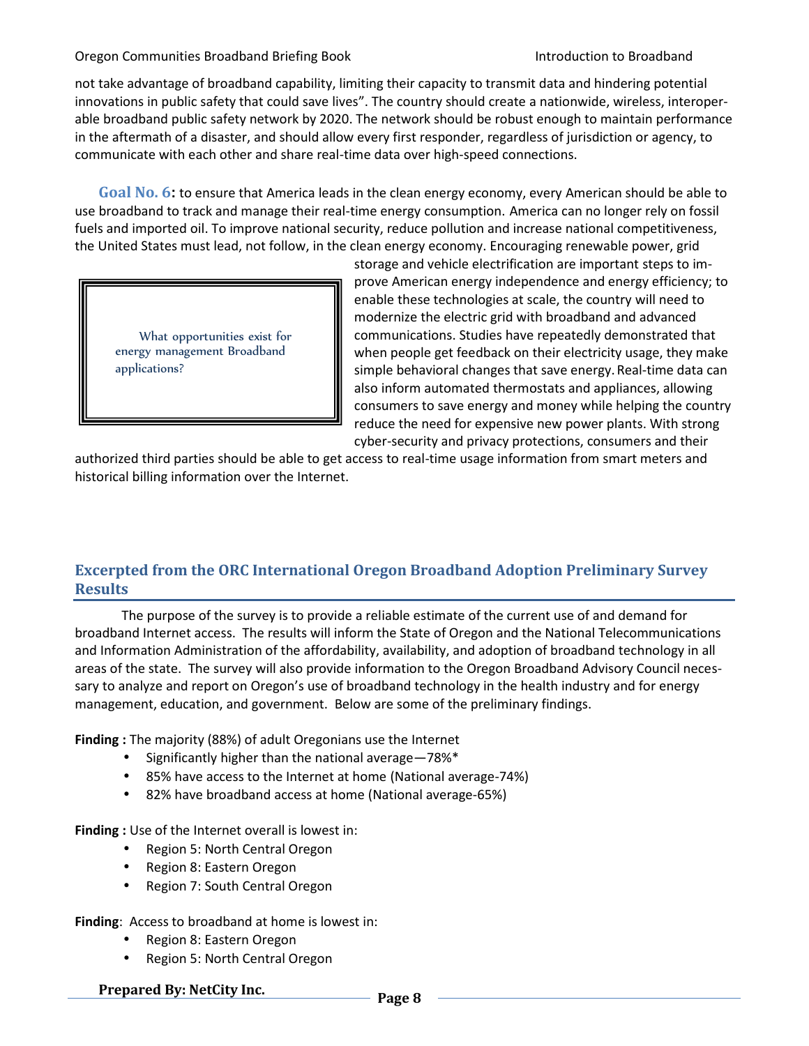not take advantage of broadband capability, limiting their capacity to transmit data and hindering potential innovations in public safety that could save lives". The country should create a nationwide, wireless, interoperable broadband public safety network by 2020. The network should be robust enough to maintain performance in the aftermath of a disaster, and should allow every first responder, regardless of jurisdiction or agency, to communicate with each other and share real-time data over high-speed connections.

**Goal No. 6:** to ensure that America leads in the clean energy economy, every American should be able to use broadband to track and manage their real-time energy consumption. America can no longer rely on fossil fuels and imported oil. To improve national security, reduce pollution and increase national competitiveness, the United States must lead, not follow, in the clean energy economy. Encouraging renewable power, grid storage and vehicle electrification are important steps to improve American energy independence and energy efficiency; to enable these technologies at scale, the country will need to modernize the electric grid with broadband and advanced communications. Studies have repeatedly demonstrated that when people get feedback on their electricity usage, they make simple behavioral changes that save energy. Real-time data can also inform automated thermostats and appliances, allowing consumers to save energy and money while helping the country reduce the need for expensive new power plants. With strong cyber-security and privacy protections, consumers and their authorized third parties should be able to get access to real-time usage information from smart meters and historical billing information over the Internet.

> What opportunities exist for energy management Broadband applications?

## Excerpted from the ORC International Oregon Broadband Adoption Preliminary Survey Results

The purpose of the survey is to provide a reliable estimate of the current use of and demand for broadband Internet access. The results will inform the State of Oregon and the National Telecommunications and Information Administration of the affordability, availability, and adoption of broadband technology in all areas of the state. The survey will also provide information to the Oregon Broadband Advisory Council necessary to analyze and report on Oregon's use of broadband technology in the health industry and for energy management, education, and government. Below are some of the preliminary findings.

**Finding :** The majority (88%) of adult Oregonians use the Internet

- Significantly higher than the national average—78%*
- 85% have access to the Internet at home (National average-74%)
- 82% have broadband access at home (National average-65%)

**Finding :** Use of the Internet overall is lowest in:

- Region 5: North Central Oregon
- Region 8: Eastern Oregon
- Region 7: South Central Oregon

**Finding**: Access to broadband at home is lowest in:

- Region 8: Eastern Oregon
- Region 5: North Central Oregon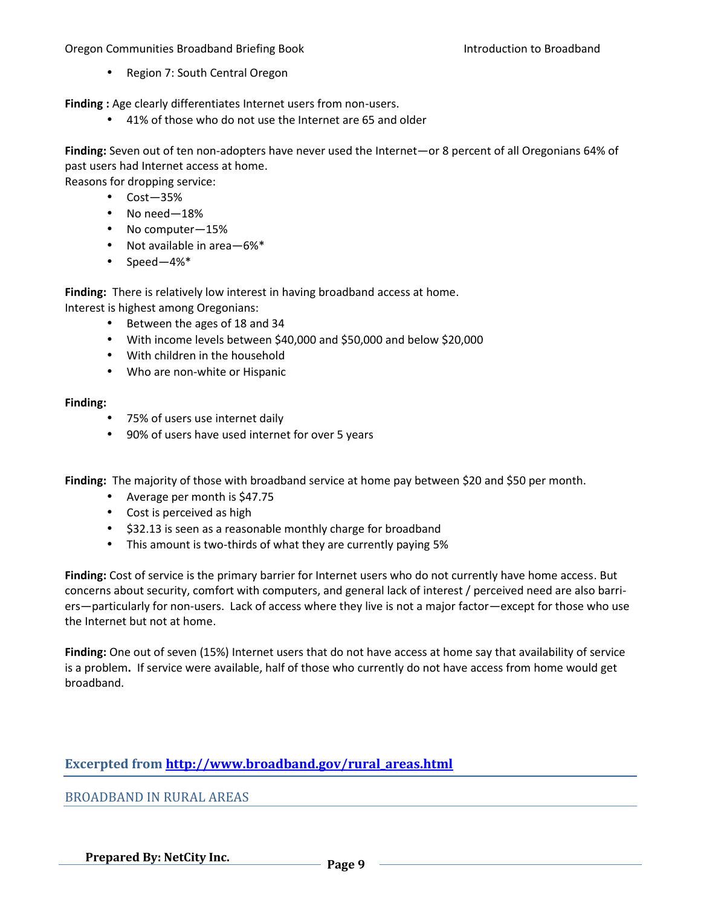- Region 7: South Central Oregon

**Finding :** Age clearly differentiates Internet users from non-users.

- 41% of those who do not use the Internet are 65 and older

**Finding:** Seven out of ten non-adopters have never used the Internet—or 8 percent of all Oregonians 64% of past users had Internet access at home.

Reasons for dropping service:

- Cost—35%
- No need—18%
- No computer—15%
- Not available in area—6%*
- Speed—4%*

**Finding:** There is relatively low interest in having broadband access at home.

Interest is highest among Oregonians:

- Between the ages of 18 and 34
- With income levels between $40,000 and $50,000 and below $20,000
- With children in the household
- Who are non-white or Hispanic

**Finding:**

- 75% of users use internet daily
- 90% of users have used internet for over 5 years

**Finding:** The majority of those with broadband service at home pay between $20 and $50 per month.

- Average per month is $47.75
- Cost is perceived as high
- $32.13 is seen as a reasonable monthly charge for broadband
- This amount is two-thirds of what they are currently paying 5%

**Finding:** Cost of service is the primary barrier for Internet users who do not currently have home access. But concerns about security, comfort with computers, and general lack of interest / perceived need are also barriers—particularly for non-users. Lack of access where they live is not a major factor—except for those who use the Internet but not at home.

**Finding:** One out of seven (15%) Internet users that do not have access at home say that availability of service is a problem**.** If service were available, half of those who currently do not have access from home would get broadband.

## Excerpted from [http://www.broadband.gov/rural_areas.html](http://www.broadband.gov/rural_areas.html)

### BROADBAND IN RURAL AREAS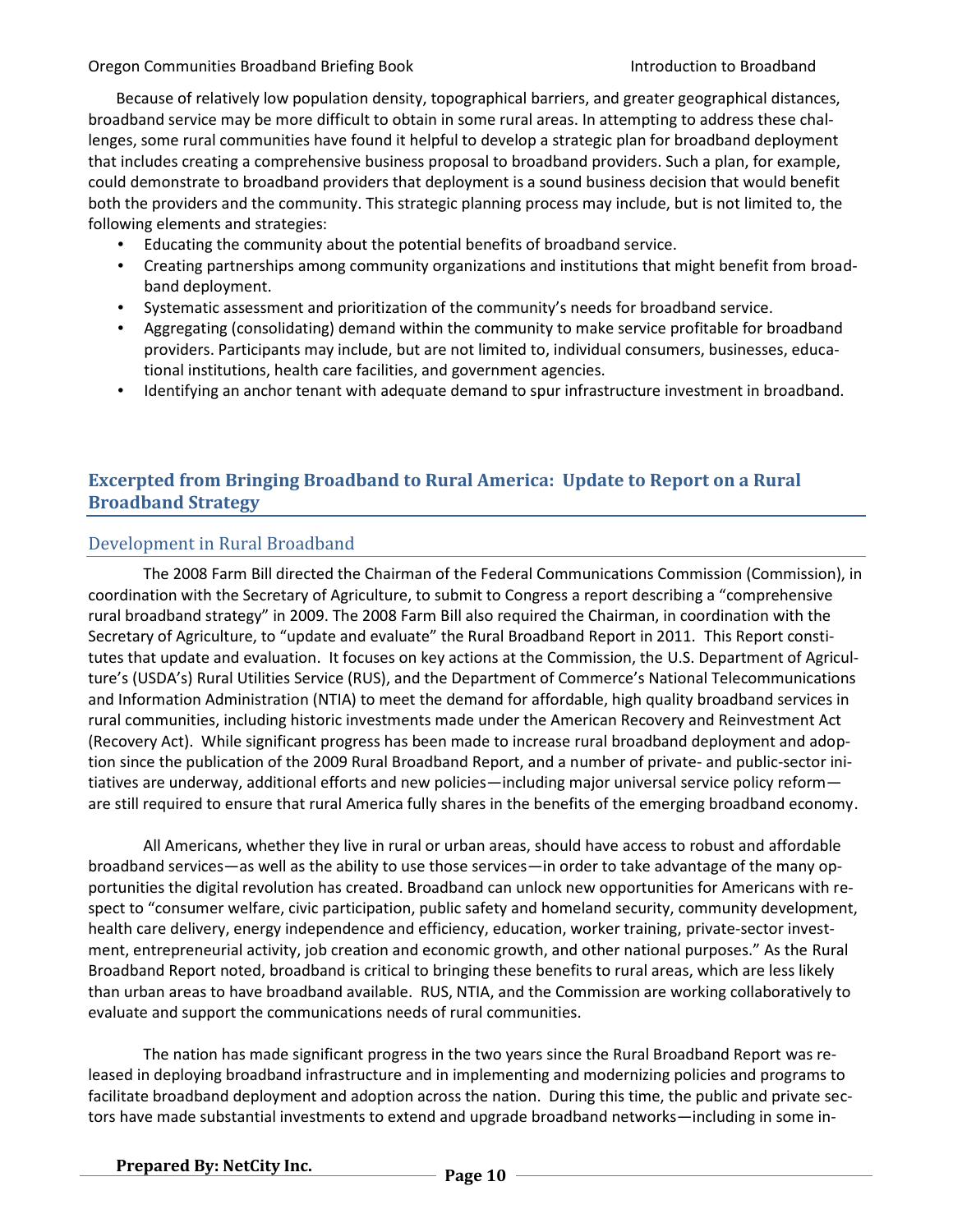Because of relatively low population density, topographical barriers, and greater geographical distances, broadband service may be more difficult to obtain in some rural areas. In attempting to address these challenges, some rural communities have found it helpful to develop a strategic plan for broadband deployment that includes creating a comprehensive business proposal to broadband providers. Such a plan, for example, could demonstrate to broadband providers that deployment is a sound business decision that would benefit both the providers and the community. This strategic planning process may include, but is not limited to, the following elements and strategies:

- Educating the community about the potential benefits of broadband service.
- Creating partnerships among community organizations and institutions that might benefit from broadband deployment.
- Systematic assessment and prioritization of the community's needs for broadband service.
- Aggregating (consolidating) demand within the community to make service profitable for broadband providers. Participants may include, but are not limited to, individual consumers, businesses, educational institutions, health care facilities, and government agencies.
- Identifying an anchor tenant with adequate demand to spur infrastructure investment in broadband.

## Excerpted from Bringing Broadband to Rural America: Update to Report on a Rural Broadband Strategy

### Development in Rural Broadband

The 2008 Farm Bill directed the Chairman of the Federal Communications Commission (Commission), in coordination with the Secretary of Agriculture, to submit to Congress a report describing a "comprehensive rural broadband strategy" in 2009. The 2008 Farm Bill also required the Chairman, in coordination with the Secretary of Agriculture, to "update and evaluate" the Rural Broadband Report in 2011. This Report constitutes that update and evaluation. It focuses on key actions at the Commission, the U.S. Department of Agriculture's (USDA's) Rural Utilities Service (RUS), and the Department of Commerce's National Telecommunications and Information Administration (NTIA) to meet the demand for affordable, high quality broadband services in rural communities, including historic investments made under the American Recovery and Reinvestment Act (Recovery Act). While significant progress has been made to increase rural broadband deployment and adoption since the publication of the 2009 Rural Broadband Report, and a number of private- and public-sector initiatives are underway, additional efforts and new policies—including major universal service policy reform—are still required to ensure that rural America fully shares in the benefits of the emerging broadband economy.

All Americans, whether they live in rural or urban areas, should have access to robust and affordable broadband services—as well as the ability to use those services—in order to take advantage of the many opportunities the digital revolution has created. Broadband can unlock new opportunities for Americans with respect to "consumer welfare, civic participation, public safety and homeland security, community development, health care delivery, energy independence and efficiency, education, worker training, private-sector investment, entrepreneurial activity, job creation and economic growth, and other national purposes." As the Rural Broadband Report noted, broadband is critical to bringing these benefits to rural areas, which are less likely than urban areas to have broadband available. RUS, NTIA, and the Commission are working collaboratively to evaluate and support the communications needs of rural communities.

The nation has made significant progress in the two years since the Rural Broadband Report was released in deploying broadband infrastructure and in implementing and modernizing policies and programs to facilitate broadband deployment and adoption across the nation. During this time, the public and private sectors have made substantial investments to extend and upgrade broadband networks—including in some in-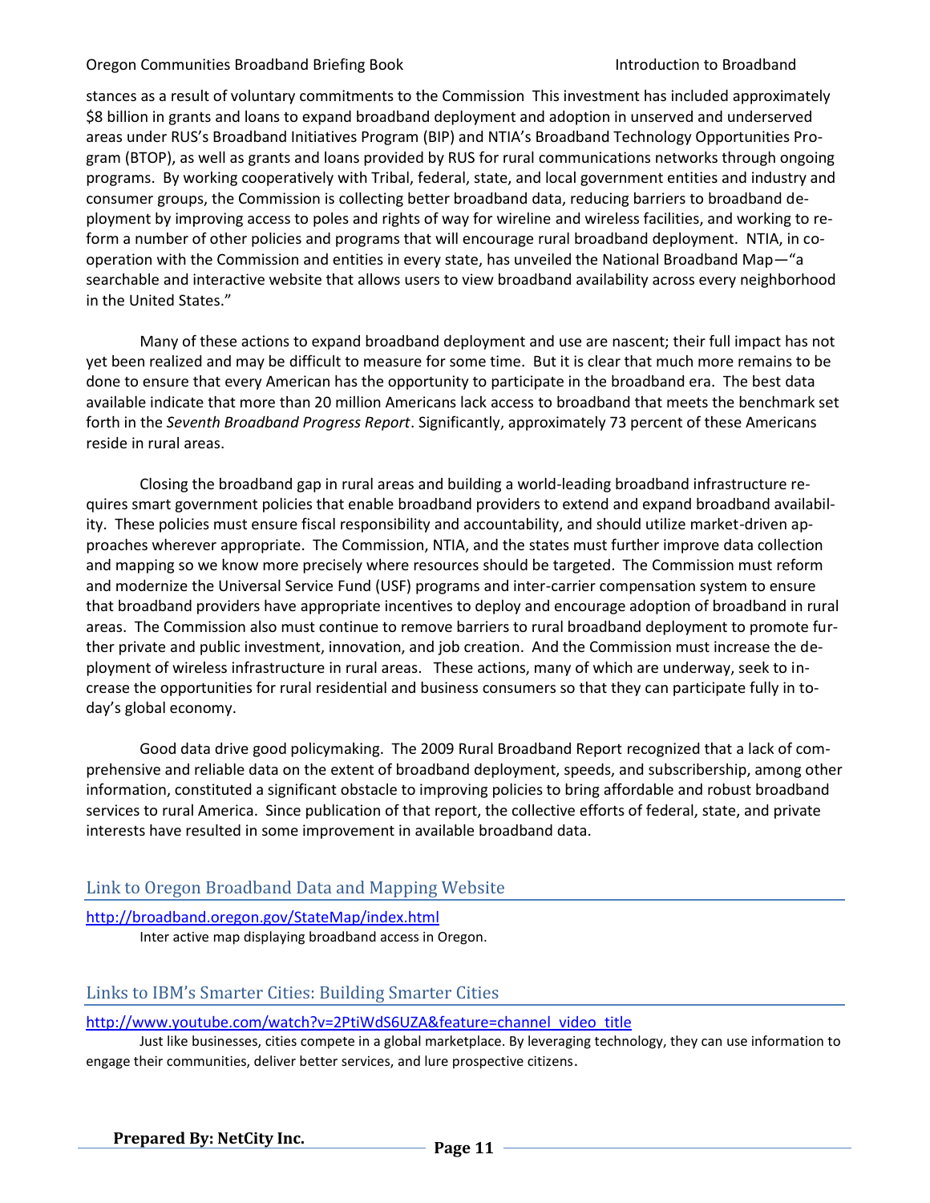stances as a result of voluntary commitments to the Commission This investment has included approximately $8 billion in grants and loans to expand broadband deployment and adoption in unserved and underserved areas under RUS's Broadband Initiatives Program (BIP) and NTIA's Broadband Technology Opportunities Program (BTOP), as well as grants and loans provided by RUS for rural communications networks through ongoing programs. By working cooperatively with Tribal, federal, state, and local government entities and industry and consumer groups, the Commission is collecting better broadband data, reducing barriers to broadband deployment by improving access to poles and rights of way for wireline and wireless facilities, and working to reform a number of other policies and programs that will encourage rural broadband deployment. NTIA, in cooperation with the Commission and entities in every state, has unveiled the National Broadband Map—"a searchable and interactive website that allows users to view broadband availability across every neighborhood in the United States."

Many of these actions to expand broadband deployment and use are nascent; their full impact has not yet been realized and may be difficult to measure for some time. But it is clear that much more remains to be done to ensure that every American has the opportunity to participate in the broadband era. The best data available indicate that more than 20 million Americans lack access to broadband that meets the benchmark set forth in the *Seventh Broadband Progress Report*. Significantly, approximately 73 percent of these Americans reside in rural areas.

Closing the broadband gap in rural areas and building a world-leading broadband infrastructure requires smart government policies that enable broadband providers to extend and expand broadband availability. These policies must ensure fiscal responsibility and accountability, and should utilize market-driven approaches wherever appropriate. The Commission, NTIA, and the states must further improve data collection and mapping so we know more precisely where resources should be targeted. The Commission must reform and modernize the Universal Service Fund (USF) programs and inter-carrier compensation system to ensure that broadband providers have appropriate incentives to deploy and encourage adoption of broadband in rural areas. The Commission also must continue to remove barriers to rural broadband deployment to promote further private and public investment, innovation, and job creation. And the Commission must increase the deployment of wireless infrastructure in rural areas. These actions, many of which are underway, seek to increase the opportunities for rural residential and business consumers so that they can participate fully in today's global economy.

Good data drive good policymaking. The 2009 Rural Broadband Report recognized that a lack of comprehensive and reliable data on the extent of broadband deployment, speeds, and subscribership, among other information, constituted a significant obstacle to improving policies to bring affordable and robust broadband services to rural America. Since publication of that report, the collective efforts of federal, state, and private interests have resulted in some improvement in available broadband data.

## Link to Oregon Broadband Data and Mapping Website

http://broadband.oregon.gov/StateMap/index.html

Inter active map displaying broadband access in Oregon.

## Links to IBM's Smarter Cities: Building Smarter Cities

http://www.youtube.com/watch?v=2PtiWdS6UZA&feature=channel_video_title

Just like businesses, cities compete in a global marketplace. By leveraging technology, they can use information to engage their communities, deliver better services, and lure prospective citizens.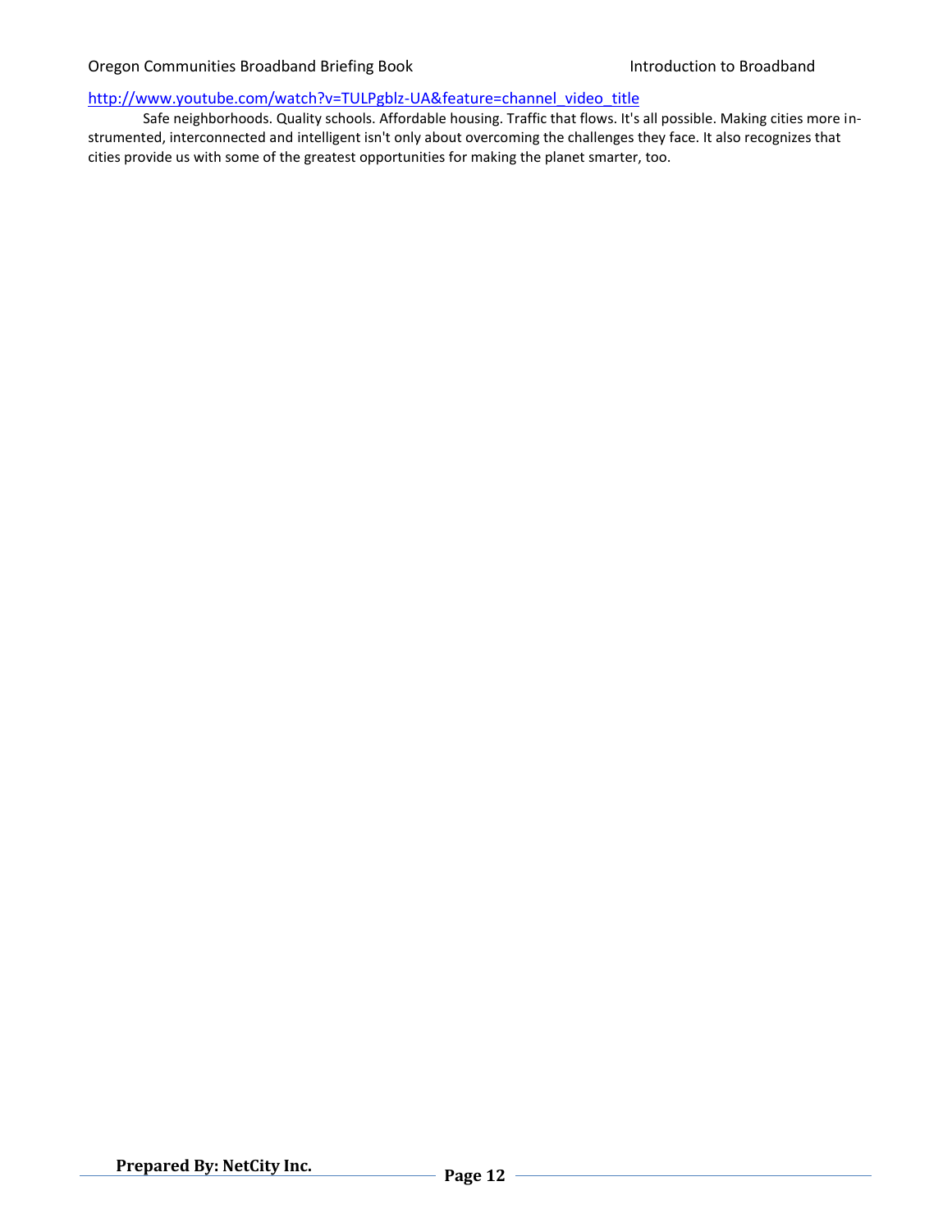http://www.youtube.com/watch?v=TULPgblz-UA&feature=channel_video_title

Safe neighborhoods. Quality schools. Affordable housing. Traffic that flows. It's all possible. Making cities more instrumented, interconnected and intelligent isn't only about overcoming the challenges they face. It also recognizes that cities provide us with some of the greatest opportunities for making the planet smarter, too.